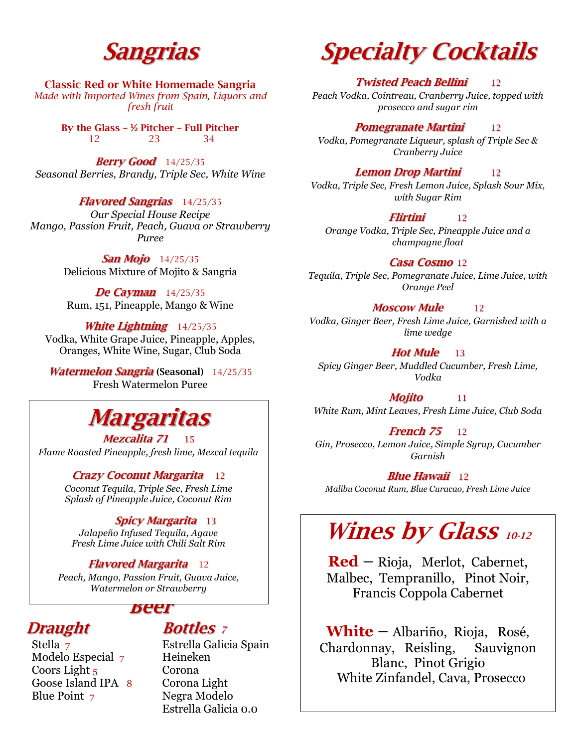# Sangrias

**Classic Red or White Homemade Sangria**
*Made with Imported Wines from Spain, Liquors and fresh fruit*

**By the Glass – ½ Pitcher – Full Pitcher**
12 23 34

***Berry Good*** 14/25/35
*Seasonal Berries, Brandy, Triple Sec, White Wine*

***Flavored Sangrias*** 14/25/35
*Our Special House Recipe*
*Mango, Passion Fruit, Peach, Guava or Strawberry Puree*

***San Mojo*** 14/25/35
Delicious Mixture of Mojito & Sangria

***De Cayman*** 14/25/35
Rum, 151, Pineapple, Mango & Wine

***White Lightning*** 14/25/35
Vodka, White Grape Juice, Pineapple, Apples, Oranges, White Wine, Sugar, Club Soda

***Watermelon Sangria*** **(Seasonal)** 14/25/35
Fresh Watermelon Puree

# Margaritas

***Mezcalita 71*** 15
*Flame Roasted Pineapple, fresh lime, Mezcal tequila*

***Crazy Coconut Margarita*** 12
*Coconut Tequila, Triple Sec, Fresh Lime Splash of Pineapple Juice, Coconut Rim*

***Spicy Margarita*** 13
*Jalapeño Infused Tequila, Agave Fresh Lime Juice with Chili Salt Rim*

***Flavored Margarita*** 12
*Peach, Mango, Passion Fruit, Guava Juice, Watermelon or Strawberry*

# Beer

## Draught

- Stella 7
- Modelo Especial 7
- Coors Light 5
- Goose Island IPA 8
- Blue Point 7

## Bottles 7

- Estrella Galicia Spain
- Heineken
- Corona
- Corona Light
- Negra Modelo
- Estrella Galicia 0.0

# Specialty Cocktails

***Twisted Peach Bellini*** 12
*Peach Vodka, Cointreau, Cranberry Juice, topped with prosecco and sugar rim*

***Pomegranate Martini*** 12
*Vodka, Pomegranate Liqueur, splash of Triple Sec & Cranberry Juice*

***Lemon Drop Martini*** 12
*Vodka, Triple Sec, Fresh Lemon Juice, Splash Sour Mix, with Sugar Rim*

***Flirtini*** 12
*Orange Vodka, Triple Sec, Pineapple Juice and a champagne float*

***Casa Cosmo*** 12
*Tequila, Triple Sec, Pomegranate Juice, Lime Juice, with Orange Peel*

***Moscow Mule*** 12
*Vodka, Ginger Beer, Fresh Lime Juice, Garnished with a lime wedge*

***Hot Mule*** 13
*Spicy Ginger Beer, Muddled Cucumber, Fresh Lime, Vodka*

***Mojito*** 11
*White Rum, Mint Leaves, Fresh Lime Juice, Club Soda*

***French 75*** 12
*Gin, Prosecco, Lemon Juice, Simple Syrup, Cucumber Garnish*

***Blue Hawaii*** 12
*Malibu Coconut Rum, Blue Curacao, Fresh Lime Juice*

# Wines by Glass *10-12*

**Red** – Rioja, Merlot, Cabernet, Malbec, Tempranillo, Pinot Noir, Francis Coppola Cabernet

**White** – Albariño, Rioja, Rosé, Chardonnay, Reisling, Sauvignon Blanc, Pinot Grigio White Zinfandel, Cava, Prosecco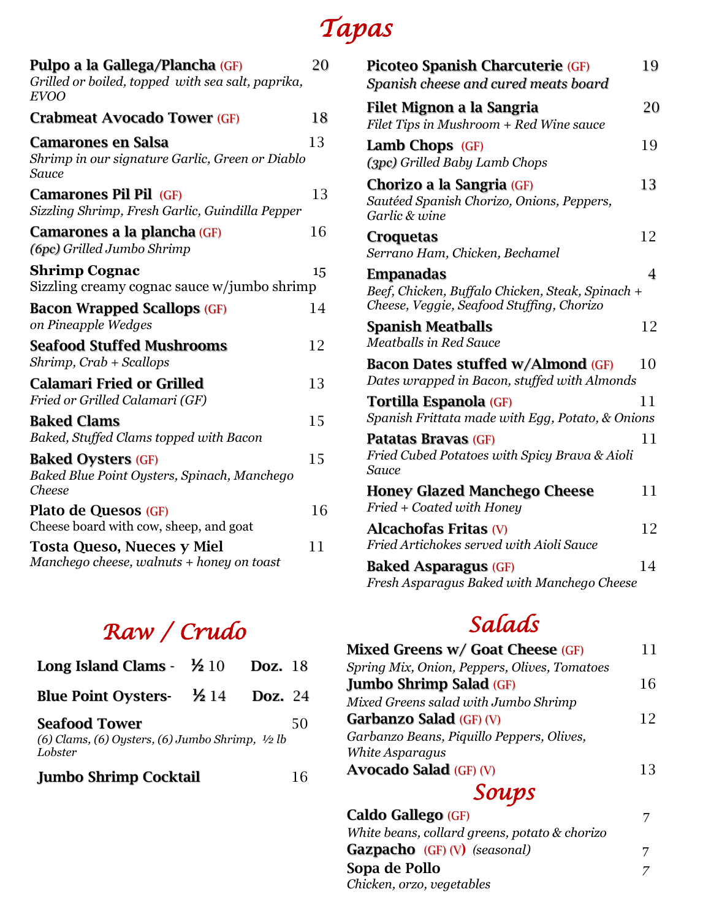# Tapas

**Pulpo a la Gallega/Plancha** (GF) — 20
*Grilled or boiled, topped with sea salt, paprika, EVOO*

**Crabmeat Avocado Tower** (GF) — 18

**Camarones en Salsa** — 13
*Shrimp in our signature Garlic, Green or Diablo Sauce*

**Camarones Pil Pil** (GF) — 13
*Sizzling Shrimp, Fresh Garlic, Guindilla Pepper*

**Camarones a la plancha** (GF) — 16
*(6pc) Grilled Jumbo Shrimp*

**Shrimp Cognac** — 15
Sizzling creamy cognac sauce w/jumbo shrimp

**Bacon Wrapped Scallops** (GF) — 14
*on Pineapple Wedges*

**Seafood Stuffed Mushrooms** — 12
*Shrimp, Crab + Scallops*

**Calamari Fried or Grilled** — 13
*Fried or Grilled Calamari (GF)*

**Baked Clams** — 15
*Baked, Stuffed Clams topped with Bacon*

**Baked Oysters** (GF) — 15
*Baked Blue Point Oysters, Spinach, Manchego Cheese*

**Plato de Quesos** (GF) — 16
Cheese board with cow, sheep, and goat

**Tosta Queso, Nueces y Miel** — 11
*Manchego cheese, walnuts + honey on toast*

**Picoteo Spanish Charcuterie** (GF) — 19
*Spanish cheese and cured meats board*

**Filet Mignon a la Sangria** — 20
*Filet Tips in Mushroom + Red Wine sauce*

**Lamb Chops** (GF) — 19
*(3pc) Grilled Baby Lamb Chops*

**Chorizo a la Sangria** (GF) — 13
*Sautéed Spanish Chorizo, Onions, Peppers, Garlic & wine*

**Croquetas** — 12
*Serrano Ham, Chicken, Bechamel*

**Empanadas** — 4
*Beef, Chicken, Buffalo Chicken, Steak, Spinach + Cheese, Veggie, Seafood Stuffing, Chorizo*

**Spanish Meatballs** — 12
*Meatballs in Red Sauce*

**Bacon Dates stuffed w/Almond** (GF) — 10
*Dates wrapped in Bacon, stuffed with Almonds*

**Tortilla Espanola** (GF) — 11
*Spanish Frittata made with Egg, Potato, & Onions*

**Patatas Bravas** (GF) — 11
*Fried Cubed Potatoes with Spicy Brava & Aioli Sauce*

**Honey Glazed Manchego Cheese** — 11
*Fried + Coated with Honey*

**Alcachofas Fritas** (V) — 12
*Fried Artichokes served with Aioli Sauce*

**Baked Asparagus** (GF) — 14
*Fresh Asparagus Baked with Manchego Cheese*

# Raw / Crudo

**Long Island Clams** - ½ 10 — Doz. 18

**Blue Point Oysters**- ½ 14 — Doz. 24

**Seafood Tower** — 50
*(6) Clams, (6) Oysters, (6) Jumbo Shrimp, ½ lb Lobster*

**Jumbo Shrimp Cocktail** — 16

# Salads

**Mixed Greens w/ Goat Cheese** (GF) — 11
*Spring Mix, Onion, Peppers, Olives, Tomatoes*

**Jumbo Shrimp Salad** (GF) — 16
*Mixed Greens salad with Jumbo Shrimp*

**Garbanzo Salad** (GF) (V) — 12
*Garbanzo Beans, Piquillo Peppers, Olives, White Asparagus*

**Avocado Salad** (GF) (V) — 13

# Soups

**Caldo Gallego** (GF) — 7
*White beans, collard greens, potato & chorizo*

**Gazpacho** (GF) (V) *(seasonal)* — 7

**Sopa de Pollo** — 7
*Chicken, orzo, vegetables*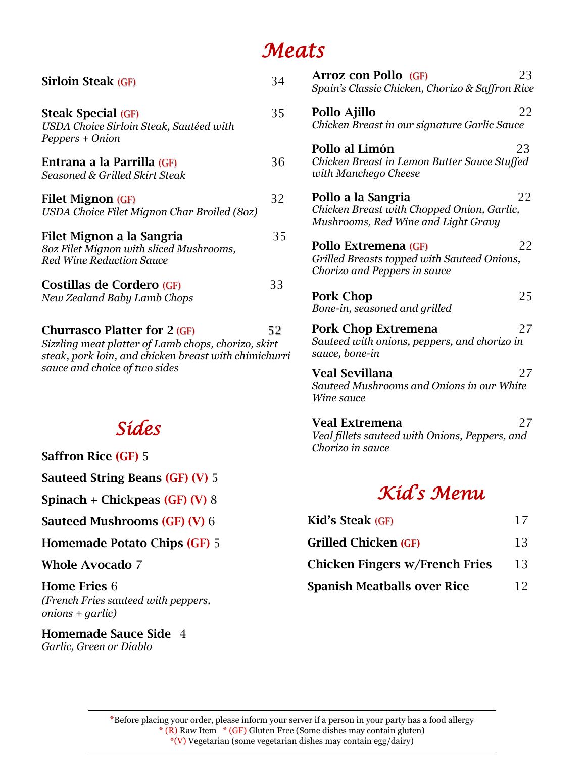# Meats

**Sirloin Steak** (GF) 34

**Steak Special** (GF) 35
*USDA Choice Sirloin Steak, Sautéed with Peppers + Onion*

**Entrana a la Parrilla** (GF) 36
*Seasoned & Grilled Skirt Steak*

**Filet Mignon** (GF) 32
*USDA Choice Filet Mignon Char Broiled (8oz)*

**Filet Mignon a la Sangria** 35
*8oz Filet Mignon with sliced Mushrooms, Red Wine Reduction Sauce*

**Costillas de Cordero** (GF) 33
*New Zealand Baby Lamb Chops*

**Churrasco Platter for 2** (GF) 52
*Sizzling meat platter of Lamb chops, chorizo, skirt steak, pork loin, and chicken breast with chimichurri sauce and choice of two sides*

**Arroz con Pollo** (GF) 23
*Spain's Classic Chicken, Chorizo & Saffron Rice*

**Pollo Ajillo** 22
*Chicken Breast in our signature Garlic Sauce*

**Pollo al Limón** 23
*Chicken Breast in Lemon Butter Sauce Stuffed with Manchego Cheese*

**Pollo a la Sangria** 22
*Chicken Breast with Chopped Onion, Garlic, Mushrooms, Red Wine and Light Gravy*

**Pollo Extremena** (GF) 22
*Grilled Breasts topped with Sauteed Onions, Chorizo and Peppers in sauce*

**Pork Chop** 25
*Bone-in, seasoned and grilled*

**Pork Chop Extremena** 27
*Sauteed with onions, peppers, and chorizo in sauce, bone-in*

**Veal Sevillana** 27
*Sauteed Mushrooms and Onions in our White Wine sauce*

**Veal Extremena** 27
*Veal fillets sauteed with Onions, Peppers, and Chorizo in sauce*

# Sides

**Saffron Rice** (GF) 5

**Sauteed String Beans** (GF) (V) 5

**Spinach + Chickpeas** (GF) (V) 8

**Sauteed Mushrooms** (GF) (V) 6

**Homemade Potato Chips** (GF) 5

**Whole Avocado** 7

**Home Fries** 6
*(French Fries sauteed with peppers, onions + garlic)*

**Homemade Sauce Side** 4
*Garlic, Green or Diablo*

# Kid's Menu

**Kid's Steak** (GF) 17

**Grilled Chicken** (GF) 13

**Chicken Fingers w/French Fries** 13

**Spanish Meatballs over Rice** 12

*Before placing your order, please inform your server if a person in your party has a food allergy
* (R) Raw Item * (GF) Gluten Free (Some dishes may contain gluten)
*(V) Vegetarian (some vegetarian dishes may contain egg/dairy)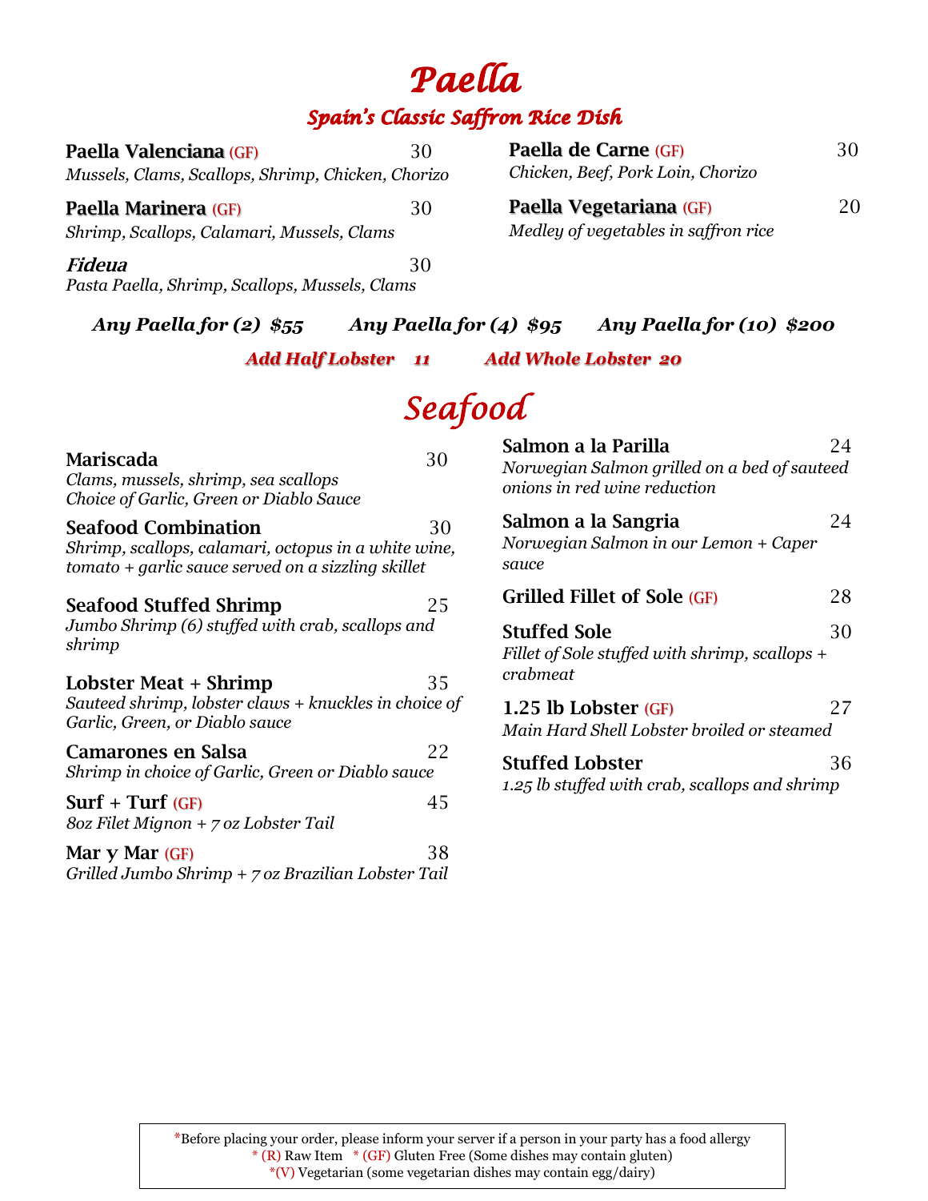# *Paella*

## *Spain's Classic Saffron Rice Dish*

**Paella Valenciana** (GF) 30
*Mussels, Clams, Scallops, Shrimp, Chicken, Chorizo*

**Paella Marinera** (GF) 30
*Shrimp, Scallops, Calamari, Mussels, Clams*

***Fideua*** 30
*Pasta Paella, Shrimp, Scallops, Mussels, Clams*

**Paella de Carne** (GF) 30
*Chicken, Beef, Pork Loin, Chorizo*

**Paella Vegetariana** (GF) 20
*Medley of vegetables in saffron rice*

***Any Paella for (2) $55*** ***Any Paella for (4) $95*** ***Any Paella for (10) $200***

***Add Half Lobster 11*** ***Add Whole Lobster 20***

# *Seafood*

**Mariscada** 30
*Clams, mussels, shrimp, sea scallops*
*Choice of Garlic, Green or Diablo Sauce*

**Seafood Combination** 30
*Shrimp, scallops, calamari, octopus in a white wine, tomato + garlic sauce served on a sizzling skillet*

**Seafood Stuffed Shrimp** 25
*Jumbo Shrimp (6) stuffed with crab, scallops and shrimp*

**Lobster Meat + Shrimp** 35
*Sauteed shrimp, lobster claws + knuckles in choice of Garlic, Green, or Diablo sauce*

**Camarones en Salsa** 22
*Shrimp in choice of Garlic, Green or Diablo sauce*

**Surf + Turf** (GF) 45
*8oz Filet Mignon + 7 oz Lobster Tail*

**Mar y Mar** (GF) 38
*Grilled Jumbo Shrimp + 7 oz Brazilian Lobster Tail*

**Salmon a la Parilla** 24
*Norwegian Salmon grilled on a bed of sauteed onions in red wine reduction*

**Salmon a la Sangria** 24
*Norwegian Salmon in our Lemon + Caper sauce*

**Grilled Fillet of Sole** (GF) 28

**Stuffed Sole** 30
*Fillet of Sole stuffed with shrimp, scallops + crabmeat*

**1.25 lb Lobster** (GF) 27
*Main Hard Shell Lobster broiled or steamed*

**Stuffed Lobster** 36
*1.25 lb stuffed with crab, scallops and shrimp*

*Before placing your order, please inform your server if a person in your party has a food allergy
* (R) Raw Item * (GF) Gluten Free (Some dishes may contain gluten)
*(V) Vegetarian (some vegetarian dishes may contain egg/dairy)